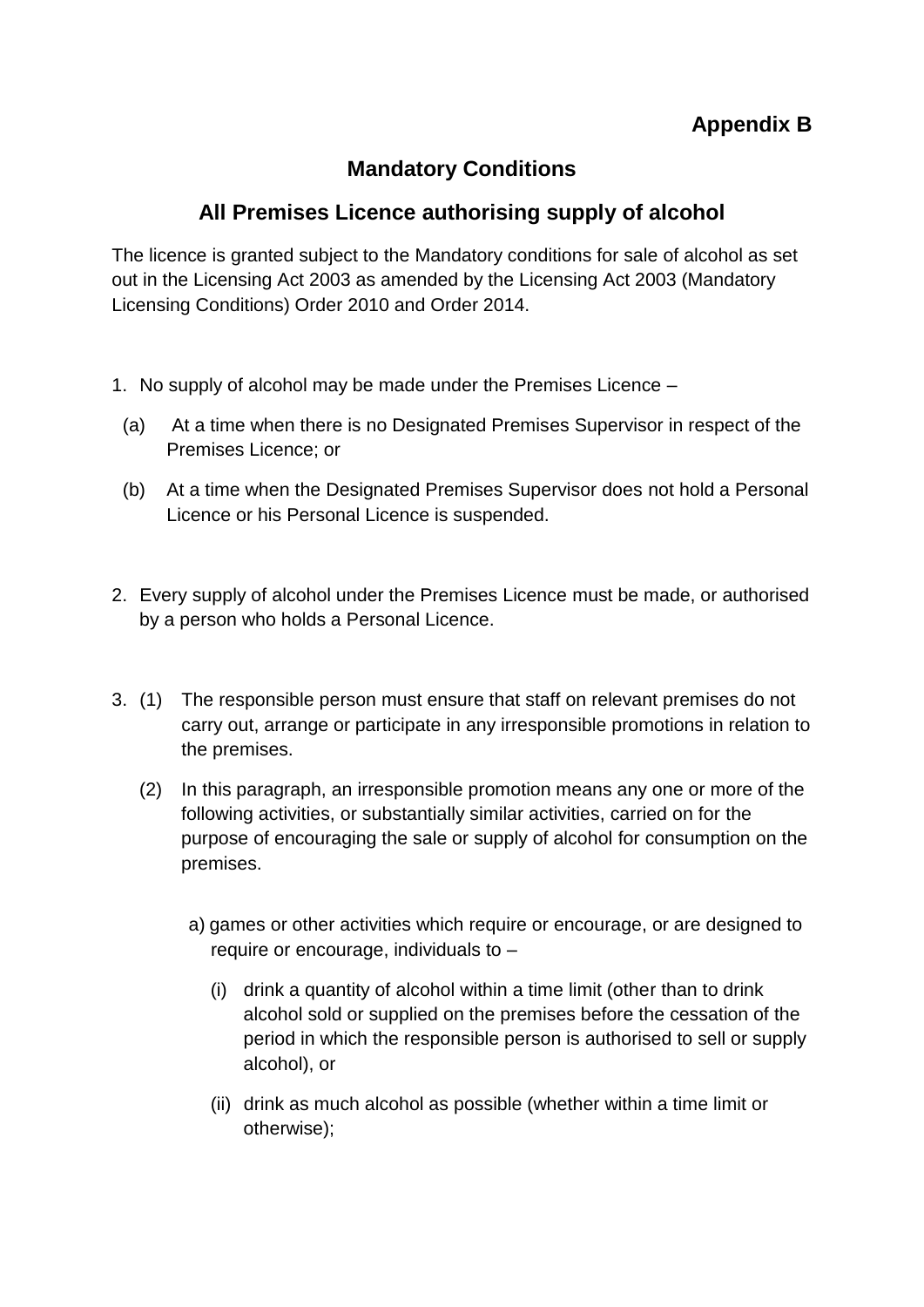**Appendix B**

## Mandatory Conditions

## All Premises Licence authorising supply of alcohol

The licence is granted subject to the Mandatory conditions for sale of alcohol as set out in the Licensing Act 2003 as amended by the Licensing Act 2003 (Mandatory Licensing Conditions) Order 2010 and Order 2014.

1. No supply of alcohol may be made under the Premises Licence –

   (a) At a time when there is no Designated Premises Supervisor in respect of the Premises Licence; or

   (b) At a time when the Designated Premises Supervisor does not hold a Personal Licence or his Personal Licence is suspended.

2. Every supply of alcohol under the Premises Licence must be made, or authorised by a person who holds a Personal Licence.

3. (1) The responsible person must ensure that staff on relevant premises do not carry out, arrange or participate in any irresponsible promotions in relation to the premises.

   (2) In this paragraph, an irresponsible promotion means any one or more of the following activities, or substantially similar activities, carried on for the purpose of encouraging the sale or supply of alcohol for consumption on the premises.

      a) games or other activities which require or encourage, or are designed to require or encourage, individuals to –

         (i) drink a quantity of alcohol within a time limit (other than to drink alcohol sold or supplied on the premises before the cessation of the period in which the responsible person is authorised to sell or supply alcohol), or

         (ii) drink as much alcohol as possible (whether within a time limit or otherwise);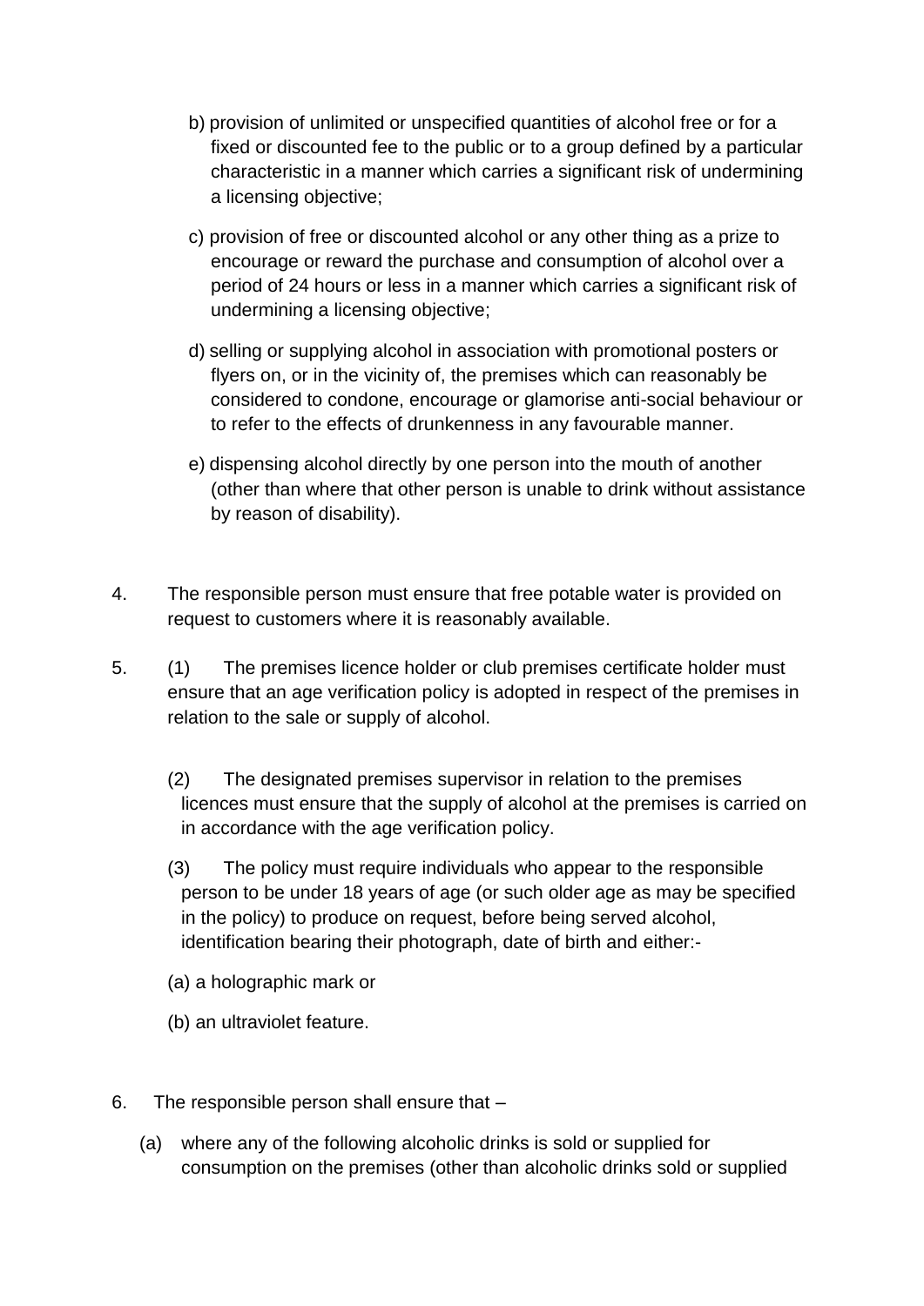b) provision of unlimited or unspecified quantities of alcohol free or for a fixed or discounted fee to the public or to a group defined by a particular characteristic in a manner which carries a significant risk of undermining a licensing objective;

c) provision of free or discounted alcohol or any other thing as a prize to encourage or reward the purchase and consumption of alcohol over a period of 24 hours or less in a manner which carries a significant risk of undermining a licensing objective;

d) selling or supplying alcohol in association with promotional posters or flyers on, or in the vicinity of, the premises which can reasonably be considered to condone, encourage or glamorise anti-social behaviour or to refer to the effects of drunkenness in any favourable manner.

e) dispensing alcohol directly by one person into the mouth of another (other than where that other person is unable to drink without assistance by reason of disability).

4. The responsible person must ensure that free potable water is provided on request to customers where it is reasonably available.

5. (1) The premises licence holder or club premises certificate holder must ensure that an age verification policy is adopted in respect of the premises in relation to the sale or supply of alcohol.

   (2) The designated premises supervisor in relation to the premises licences must ensure that the supply of alcohol at the premises is carried on in accordance with the age verification policy.

   (3) The policy must require individuals who appear to the responsible person to be under 18 years of age (or such older age as may be specified in the policy) to produce on request, before being served alcohol, identification bearing their photograph, date of birth and either:-

   (a) a holographic mark or

   (b) an ultraviolet feature.

6. The responsible person shall ensure that –

   (a) where any of the following alcoholic drinks is sold or supplied for consumption on the premises (other than alcoholic drinks sold or supplied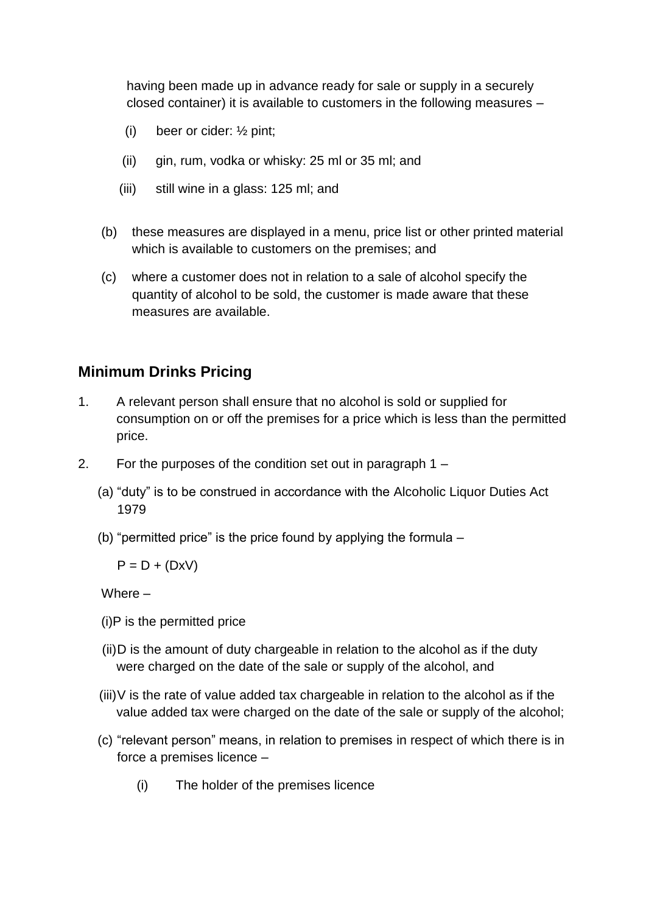having been made up in advance ready for sale or supply in a securely closed container) it is available to customers in the following measures –

   (i) beer or cider: ½ pint;

   (ii) gin, rum, vodka or whisky: 25 ml or 35 ml; and

   (iii) still wine in a glass: 125 ml; and

(b) these measures are displayed in a menu, price list or other printed material which is available to customers on the premises; and

(c) where a customer does not in relation to a sale of alcohol specify the quantity of alcohol to be sold, the customer is made aware that these measures are available.

## Minimum Drinks Pricing

1. A relevant person shall ensure that no alcohol is sold or supplied for consumption on or off the premises for a price which is less than the permitted price.

2. For the purposes of the condition set out in paragraph 1 –

   (a) "duty" is to be construed in accordance with the Alcoholic Liquor Duties Act 1979

   (b) "permitted price" is the price found by applying the formula –

   $P = D + (DxV)$

   Where –

   (i) P is the permitted price

   (ii) D is the amount of duty chargeable in relation to the alcohol as if the duty were charged on the date of the sale or supply of the alcohol, and

   (iii) V is the rate of value added tax chargeable in relation to the alcohol as if the value added tax were charged on the date of the sale or supply of the alcohol;

   (c) "relevant person" means, in relation to premises in respect of which there is in force a premises licence –

      (i) The holder of the premises licence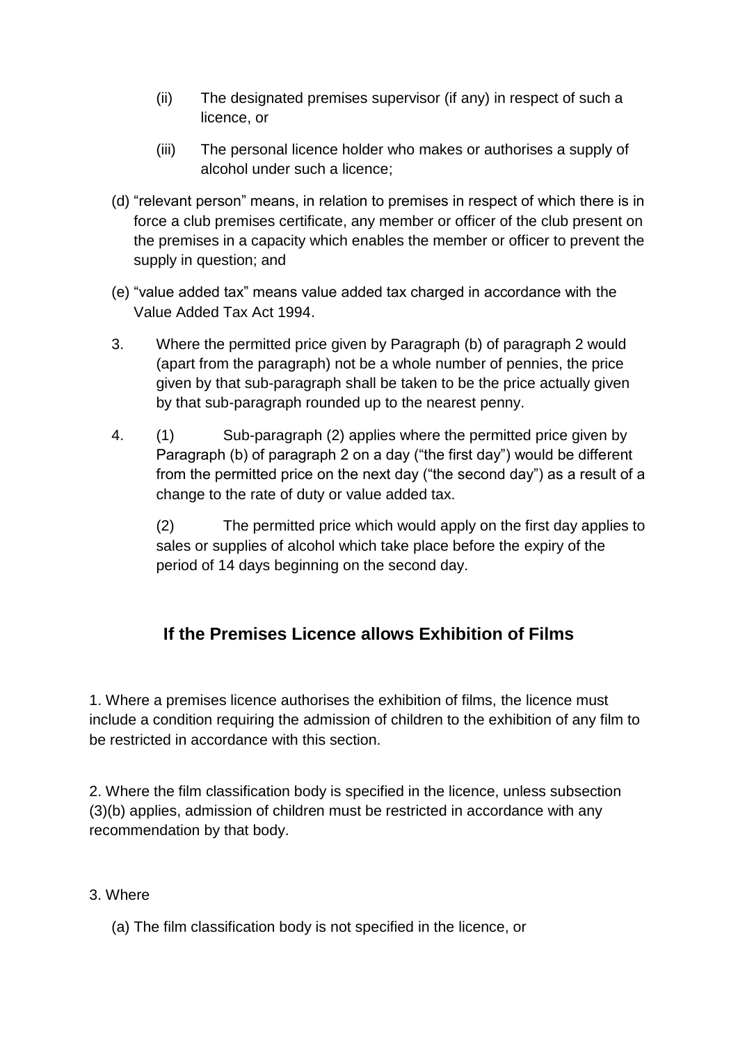(ii) The designated premises supervisor (if any) in respect of such a licence, or

(iii) The personal licence holder who makes or authorises a supply of alcohol under such a licence;

(d) "relevant person" means, in relation to premises in respect of which there is in force a club premises certificate, any member or officer of the club present on the premises in a capacity which enables the member or officer to prevent the supply in question; and

(e) "value added tax" means value added tax charged in accordance with the Value Added Tax Act 1994.

3. Where the permitted price given by Paragraph (b) of paragraph 2 would (apart from the paragraph) not be a whole number of pennies, the price given by that sub-paragraph shall be taken to be the price actually given by that sub-paragraph rounded up to the nearest penny.

4. (1) Sub-paragraph (2) applies where the permitted price given by Paragraph (b) of paragraph 2 on a day ("the first day") would be different from the permitted price on the next day ("the second day") as a result of a change to the rate of duty or value added tax.

(2) The permitted price which would apply on the first day applies to sales or supplies of alcohol which take place before the expiry of the period of 14 days beginning on the second day.

## If the Premises Licence allows Exhibition of Films

1. Where a premises licence authorises the exhibition of films, the licence must include a condition requiring the admission of children to the exhibition of any film to be restricted in accordance with this section.

2. Where the film classification body is specified in the licence, unless subsection (3)(b) applies, admission of children must be restricted in accordance with any recommendation by that body.

3. Where

(a) The film classification body is not specified in the licence, or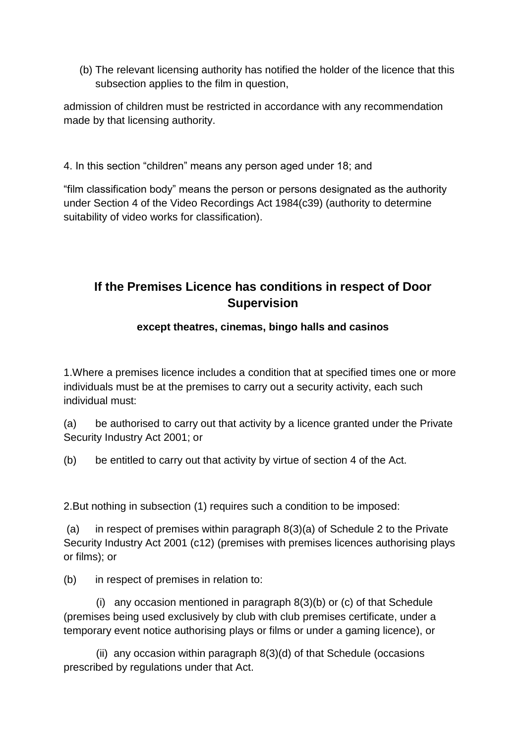(b) The relevant licensing authority has notified the holder of the licence that this subsection applies to the film in question,

admission of children must be restricted in accordance with any recommendation made by that licensing authority.

4. In this section "children" means any person aged under 18; and

"film classification body" means the person or persons designated as the authority under Section 4 of the Video Recordings Act 1984(c39) (authority to determine suitability of video works for classification).

## If the Premises Licence has conditions in respect of Door Supervision

**except theatres, cinemas, bingo halls and casinos**

1.Where a premises licence includes a condition that at specified times one or more individuals must be at the premises to carry out a security activity, each such individual must:

(a) be authorised to carry out that activity by a licence granted under the Private Security Industry Act 2001; or

(b) be entitled to carry out that activity by virtue of section 4 of the Act.

2.But nothing in subsection (1) requires such a condition to be imposed:

(a) in respect of premises within paragraph 8(3)(a) of Schedule 2 to the Private Security Industry Act 2001 (c12) (premises with premises licences authorising plays or films); or

(b) in respect of premises in relation to:

(i) any occasion mentioned in paragraph 8(3)(b) or (c) of that Schedule (premises being used exclusively by club with club premises certificate, under a temporary event notice authorising plays or films or under a gaming licence), or

(ii) any occasion within paragraph 8(3)(d) of that Schedule (occasions prescribed by regulations under that Act.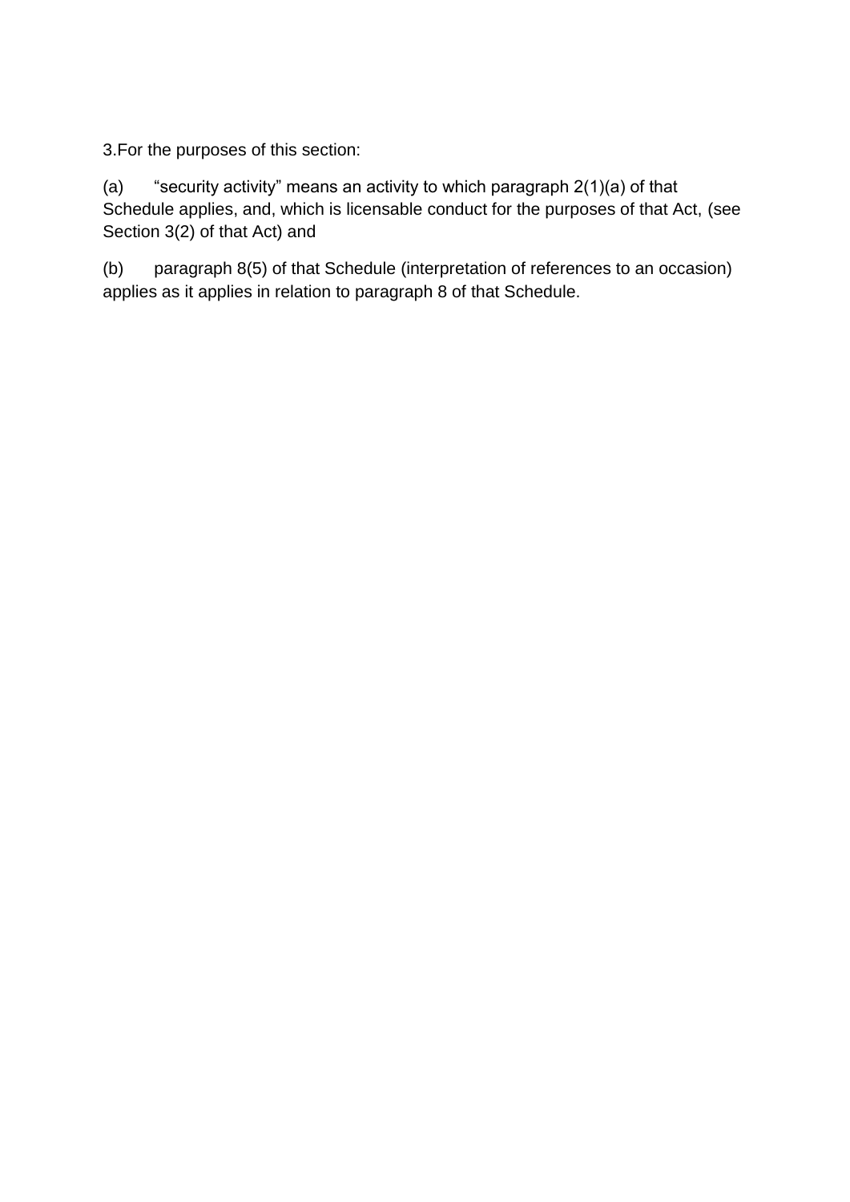3.For the purposes of this section:

(a) “security activity” means an activity to which paragraph 2(1)(a) of that Schedule applies, and, which is licensable conduct for the purposes of that Act, (see Section 3(2) of that Act) and

(b) paragraph 8(5) of that Schedule (interpretation of references to an occasion) applies as it applies in relation to paragraph 8 of that Schedule.